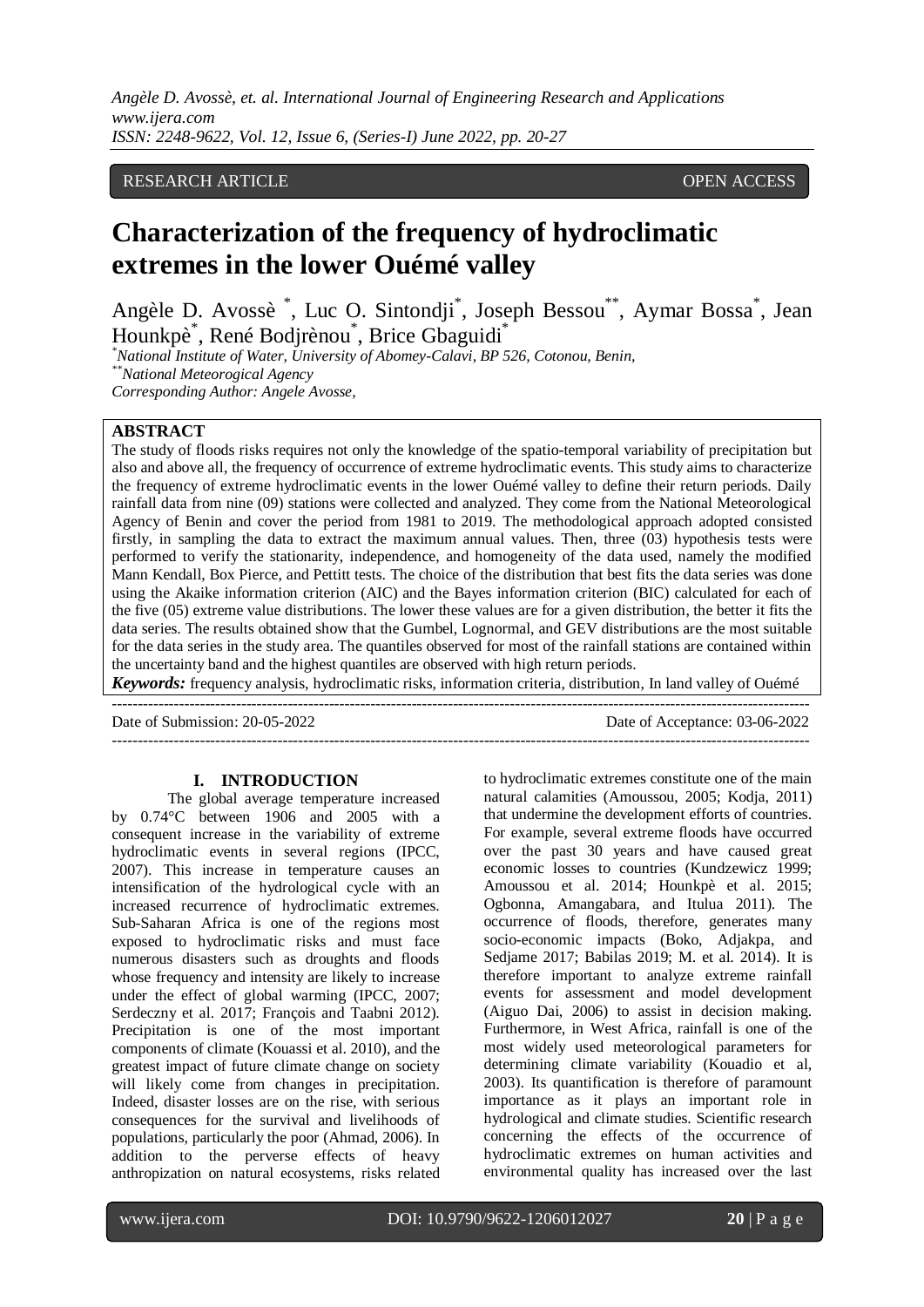RESEARCH ARTICLE OPEN ACCESS

# Characterization of the frequency of hydroclimatic extremes in the lower Ouémé valley

Angèle D. Avossè [*], Luc O. Sintondji[*], Joseph Bessou[**], Aymar Bossa[*], Jean Hounkpè[*], René Bodjrènou[*], Brice Gbaguidi[*]

[*]*National Institute of Water, University of Abomey-Calavi, BP 526, Cotonou, Benin,*
[**]*National Meterogical Agency*
*Corresponding Author: Angele Avosse,*

## ABSTRACT

The study of floods risks requires not only the knowledge of the spatio-temporal variability of precipitation but also and above all, the frequency of occurrence of extreme hydroclimatic events. This study aims to characterize the frequency of extreme hydroclimatic events in the lower Ouémé valley to define their return periods. Daily rainfall data from nine (09) stations were collected and analyzed. They come from the National Meteorological Agency of Benin and cover the period from 1981 to 2019. The methodological approach adopted consisted firstly, in sampling the data to extract the maximum annual values. Then, three (03) hypothesis tests were performed to verify the stationarity, independence, and homogeneity of the data used, namely the modified Mann Kendall, Box Pierce, and Pettitt tests. The choice of the distribution that best fits the data series was done using the Akaike information criterion (AIC) and the Bayes information criterion (BIC) calculated for each of the five (05) extreme value distributions. The lower these values are for a given distribution, the better it fits the data series. The results obtained show that the Gumbel, Lognormal, and GEV distributions are the most suitable for the data series in the study area. The quantiles observed for most of the rainfall stations are contained within the uncertainty band and the highest quantiles are observed with high return periods.

***Keywords:*** frequency analysis, hydroclimatic risks, information criteria, distribution, In land valley of Ouémé

---

Date of Submission: 20-05-2022 Date of Acceptance: 03-06-2022

---

## I. INTRODUCTION

The global average temperature increased by 0.74°C between 1906 and 2005 with a consequent increase in the variability of extreme hydroclimatic events in several regions (IPCC, 2007). This increase in temperature causes an intensification of the hydrological cycle with an increased recurrence of hydroclimatic extremes. Sub-Saharan Africa is one of the regions most exposed to hydroclimatic risks and must face numerous disasters such as droughts and floods whose frequency and intensity are likely to increase under the effect of global warming (IPCC, 2007; Serdeczny et al. 2017; François and Taabni 2012). Precipitation is one of the most important components of climate (Kouassi et al. 2010), and the greatest impact of future climate change on society will likely come from changes in precipitation. Indeed, disaster losses are on the rise, with serious consequences for the survival and livelihoods of populations, particularly the poor (Ahmad, 2006). In addition to the perverse effects of heavy anthropization on natural ecosystems, risks related to hydroclimatic extremes constitute one of the main natural calamities (Amoussou, 2005; Kodja, 2011) that undermine the development efforts of countries. For example, several extreme floods have occurred over the past 30 years and have caused great economic losses to countries (Kundzewicz 1999; Amoussou et al. 2014; Hounkpè et al. 2015; Ogbonna, Amangabara, and Itulua 2011). The occurrence of floods, therefore, generates many socio-economic impacts (Boko, Adjakpa, and Sedjame 2017; Babilas 2019; M. et al. 2014). It is therefore important to analyze extreme rainfall events for assessment and model development (Aiguo Dai, 2006) to assist in decision making. Furthermore, in West Africa, rainfall is one of the most widely used meteorological parameters for determining climate variability (Kouadio et al, 2003). Its quantification is therefore of paramount importance as it plays an important role in hydrological and climate studies. Scientific research concerning the effects of the occurrence of hydroclimatic extremes on human activities and environmental quality has increased over the last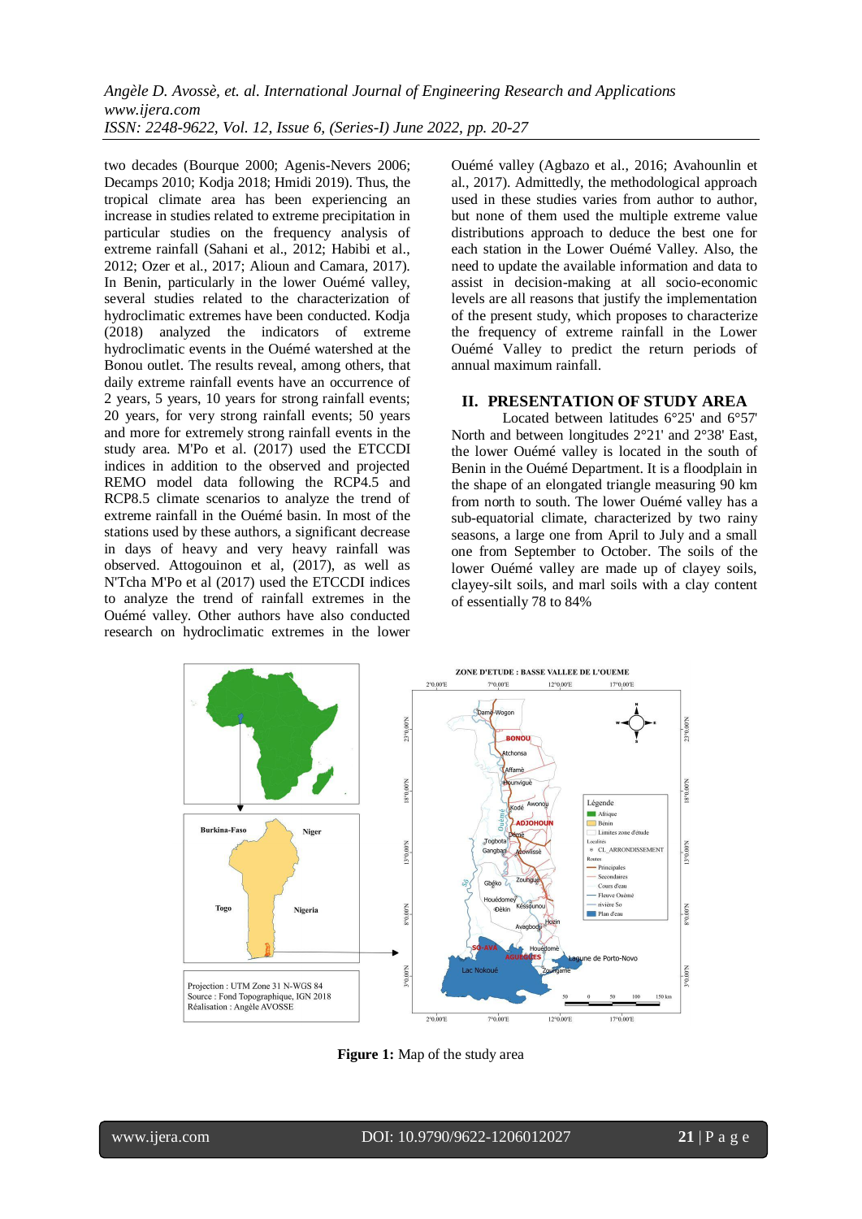two decades (Bourque 2000; Agenis-Nevers 2006; Decamps 2010; Kodja 2018; Hmidi 2019). Thus, the tropical climate area has been experiencing an increase in studies related to extreme precipitation in particular studies on the frequency analysis of extreme rainfall (Sahani et al., 2012; Habibi et al., 2012; Ozer et al., 2017; Alioun and Camara, 2017). In Benin, particularly in the lower Ouémé valley, several studies related to the characterization of hydroclimatic extremes have been conducted. Kodja (2018) analyzed the indicators of extreme hydroclimatic events in the Ouémé watershed at the Bonou outlet. The results reveal, among others, that daily extreme rainfall events have an occurrence of 2 years, 5 years, 10 years for strong rainfall events; 20 years, for very strong rainfall events; 50 years and more for extremely strong rainfall events in the study area. M'Po et al. (2017) used the ETCCDI indices in addition to the observed and projected REMO model data following the RCP4.5 and RCP8.5 climate scenarios to analyze the trend of extreme rainfall in the Ouémé basin. In most of the stations used by these authors, a significant decrease in days of heavy and very heavy rainfall was observed. Attogouinon et al, (2017), as well as N'Tcha M'Po et al (2017) used the ETCCDI indices to analyze the trend of rainfall extremes in the Ouémé valley. Other authors have also conducted research on hydroclimatic extremes in the lower Ouémé valley (Agbazo et al., 2016; Avahounlin et al., 2017). Admittedly, the methodological approach used in these studies varies from author to author, but none of them used the multiple extreme value distributions approach to deduce the best one for each station in the Lower Ouémé Valley. Also, the need to update the available information and data to assist in decision-making at all socio-economic levels are all reasons that justify the implementation of the present study, which proposes to characterize the frequency of extreme rainfall in the Lower Ouémé Valley to predict the return periods of annual maximum rainfall.

## II. PRESENTATION OF STUDY AREA

Located between latitudes 6°25' and 6°57' North and between longitudes 2°21' and 2°38' East, the lower Ouémé valley is located in the south of Benin in the Ouémé Department. It is a floodplain in the shape of an elongated triangle measuring 90 km from north to south. The lower Ouémé valley has a sub-equatorial climate, characterized by two rainy seasons, a large one from April to July and a small one from September to October. The soils of the lower Ouémé valley are made up of clayey soils, clayey-silt soils, and marl soils with a clay content of essentially 78 to 84%

**Figure 1:** Map of the study area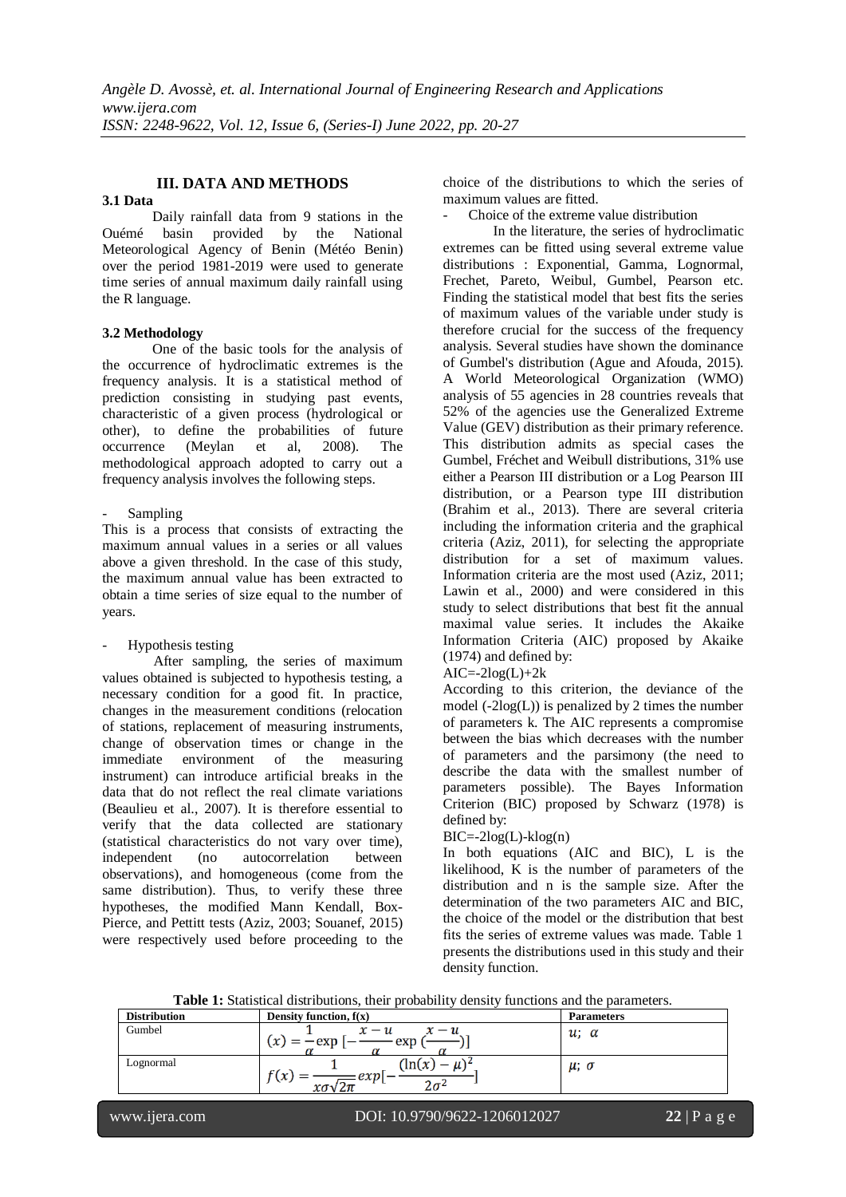## III. DATA AND METHODS

### 3.1 Data

Daily rainfall data from 9 stations in the Ouémé basin provided by the National Meteorological Agency of Benin (Météo Benin) over the period 1981-2019 were used to generate time series of annual maximum daily rainfall using the R language.

### 3.2 Methodology

One of the basic tools for the analysis of the occurrence of hydroclimatic extremes is the frequency analysis. It is a statistical method of prediction consisting in studying past events, characteristic of a given process (hydrological or other), to define the probabilities of future occurrence (Meylan et al, 2008). The methodological approach adopted to carry out a frequency analysis involves the following steps.

- Sampling

This is a process that consists of extracting the maximum annual values in a series or all values above a given threshold. In the case of this study, the maximum annual value has been extracted to obtain a time series of size equal to the number of years.

- Hypothesis testing

After sampling, the series of maximum values obtained is subjected to hypothesis testing, a necessary condition for a good fit. In practice, changes in the measurement conditions (relocation of stations, replacement of measuring instruments, change of observation times or change in the immediate environment of the measuring instrument) can introduce artificial breaks in the data that do not reflect the real climate variations (Beaulieu et al., 2007). It is therefore essential to verify that the data collected are stationary (statistical characteristics do not vary over time), independent (no autocorrelation between observations), and homogeneous (come from the same distribution). Thus, to verify these three hypotheses, the modified Mann Kendall, Box-Pierce, and Pettitt tests (Aziz, 2003; Souanef, 2015) were respectively used before proceeding to the choice of the distributions to which the series of maximum values are fitted.

- Choice of the extreme value distribution

In the literature, the series of hydroclimatic extremes can be fitted using several extreme value distributions : Exponential, Gamma, Lognormal, Frechet, Pareto, Weibul, Gumbel, Pearson etc. Finding the statistical model that best fits the series of maximum values of the variable under study is therefore crucial for the success of the frequency analysis. Several studies have shown the dominance of Gumbel's distribution (Ague and Afouda, 2015). A World Meteorological Organization (WMO) analysis of 55 agencies in 28 countries reveals that 52% of the agencies use the Generalized Extreme Value (GEV) distribution as their primary reference. This distribution admits as special cases the Gumbel, Fréchet and Weibull distributions, 31% use either a Pearson III distribution or a Log Pearson III distribution, or a Pearson type III distribution (Brahim et al., 2013). There are several criteria including the information criteria and the graphical criteria (Aziz, 2011), for selecting the appropriate distribution for a set of maximum values. Information criteria are the most used (Aziz, 2011; Lawin et al., 2000) and were considered in this study to select distributions that best fit the annual maximal value series. It includes the Akaike Information Criteria (AIC) proposed by Akaike (1974) and defined by:

AIC=-2log(L)+2k

According to this criterion, the deviance of the model (-2log(L)) is penalized by 2 times the number of parameters k. The AIC represents a compromise between the bias which decreases with the number of parameters and the parsimony (the need to describe the data with the smallest number of parameters possible). The Bayes Information Criterion (BIC) proposed by Schwarz (1978) is defined by:

BIC=-2log(L)-klog(n)

In both equations (AIC and BIC), L is the likelihood, K is the number of parameters of the distribution and n is the sample size. After the determination of the two parameters AIC and BIC, the choice of the model or the distribution that best fits the series of extreme values was made. Table 1 presents the distributions used in this study and their density function.

**Table 1:** Statistical distributions, their probability density functions and the parameters.

| Distribution | Density function, f(x) | Parameters |
|---|---|---|
| Gumbel | $(x) = \frac{1}{\alpha}\exp\,[-\frac{x-u}{\alpha}\exp\,(\frac{x-u}{\alpha})]$ | $u;\ \alpha$ |
| Lognormal | $f(x) = \frac{1}{x\sigma\sqrt{2\pi}}exp[-\frac{(\ln(x)-\mu)^2}{2\sigma^2}]$ | $\mu;\ \sigma$ |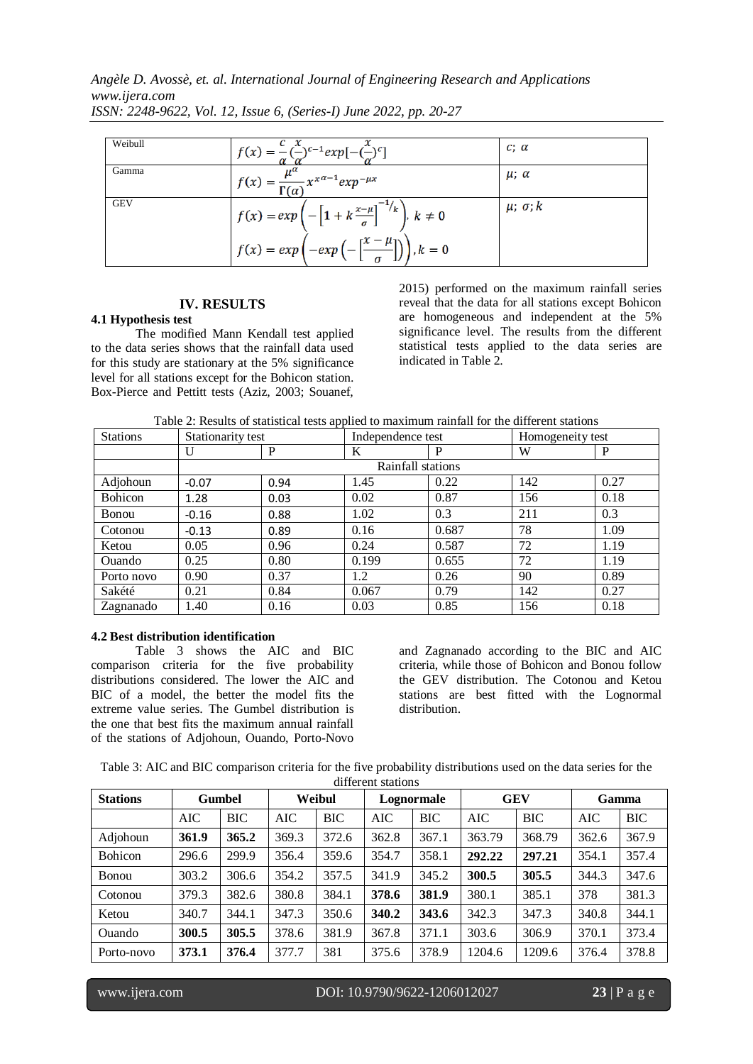| Weibull | $f(x) = \frac{c}{\alpha}(\frac{x}{\alpha})^{c-1} exp[-(\frac{x}{\alpha})^{c}]$ | $c;\ \alpha$ |
|---|---|---|
| Gamma | $f(x) = \frac{\mu^{\alpha}}{\Gamma(\alpha)} x^{x\alpha-1} exp^{-\mu x}$ | $\mu;\ \alpha$ |
| GEV | $f(x) = exp\left(-\left[1 + k\frac{x-\mu}{\sigma}\right]^{-1/k}\right),\ k \neq 0$ <br> $f(x) = exp\left(-exp\left(-\left[\frac{x-\mu}{\sigma}\right]\right)\right), k = 0$ | $\mu;\ \sigma; k$ |

## IV. RESULTS

### 4.1 Hypothesis test

The modified Mann Kendall test applied to the data series shows that the rainfall data used for this study are stationary at the 5% significance level for all stations except for the Bohicon station. Box-Pierce and Pettitt tests (Aziz, 2003; Souanef, 2015) performed on the maximum rainfall series reveal that the data for all stations except Bohicon are homogeneous and independent at the 5% significance level. The results from the different statistical tests applied to the data series are indicated in Table 2.

Table 2: Results of statistical tests applied to maximum rainfall for the different stations

| Stations | Stationarity test | | Independence test | | Homogeneity test | |
|---|---|---|---|---|---|---|
| | U | P | K | P | W | P |
| | Rainfall stations | | | | | |
| Adjohoun | -0.07 | 0.94 | 1.45 | 0.22 | 142 | 0.27 |
| Bohicon | 1.28 | 0.03 | 0.02 | 0.87 | 156 | 0.18 |
| Bonou | -0.16 | 0.88 | 1.02 | 0.3 | 211 | 0.3 |
| Cotonou | -0.13 | 0.89 | 0.16 | 0.687 | 78 | 1.09 |
| Ketou | 0.05 | 0.96 | 0.24 | 0.587 | 72 | 1.19 |
| Ouando | 0.25 | 0.80 | 0.199 | 0.655 | 72 | 1.19 |
| Porto novo | 0.90 | 0.37 | 1.2 | 0.26 | 90 | 0.89 |
| Sakété | 0.21 | 0.84 | 0.067 | 0.79 | 142 | 0.27 |
| Zagnanado | 1.40 | 0.16 | 0.03 | 0.85 | 156 | 0.18 |

### 4.2 Best distribution identification

Table 3 shows the AIC and BIC comparison criteria for the five probability distributions considered. The lower the AIC and BIC of a model, the better the model fits the extreme value series. The Gumbel distribution is the one that best fits the maximum annual rainfall of the stations of Adjohoun, Ouando, Porto-Novo and Zagnanado according to the BIC and AIC criteria, while those of Bohicon and Bonou follow the GEV distribution. The Cotonou and Ketou stations are best fitted with the Lognormal distribution.

Table 3: AIC and BIC comparison criteria for the five probability distributions used on the data series for the different stations

| **Stations** | **Gumbel** | | **Weibul** | | **Lognormale** | | **GEV** | | **Gamma** | |
|---|---|---|---|---|---|---|---|---|---|---|
| | AIC | BIC | AIC | BIC | AIC | BIC | AIC | BIC | AIC | BIC |
| Adjohoun | **361.9** | **365.2** | 369.3 | 372.6 | 362.8 | 367.1 | 363.79 | 368.79 | 362.6 | 367.9 |
| Bohicon | 296.6 | 299.9 | 356.4 | 359.6 | 354.7 | 358.1 | **292.22** | **297.21** | 354.1 | 357.4 |
| Bonou | 303.2 | 306.6 | 354.2 | 357.5 | 341.9 | 345.2 | **300.5** | **305.5** | 344.3 | 347.6 |
| Cotonou | 379.3 | 382.6 | 380.8 | 384.1 | **378.6** | **381.9** | 380.1 | 385.1 | 378 | 381.3 |
| Ketou | 340.7 | 344.1 | 347.3 | 350.6 | **340.2** | **343.6** | 342.3 | 347.3 | 340.8 | 344.1 |
| Ouando | **300.5** | **305.5** | 378.6 | 381.9 | 367.8 | 371.1 | 303.6 | 306.9 | 370.1 | 373.4 |
| Porto-novo | **373.1** | **376.4** | 377.7 | 381 | 375.6 | 378.9 | 1204.6 | 1209.6 | 376.4 | 378.8 |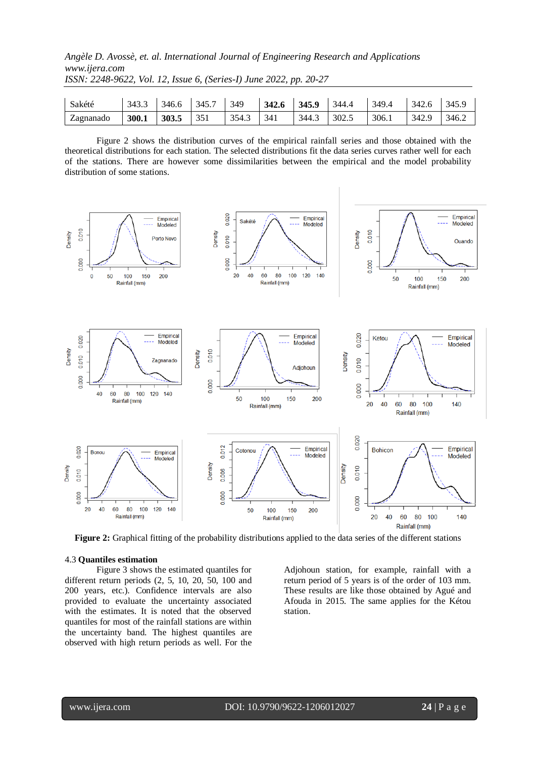| Sakété | 343.3 | 346.6 | 345.7 | 349 | **342.6** | **345.9** | 344.4 | 349.4 | 342.6 | 345.9 |
|---|---|---|---|---|---|---|---|---|---|---|
| Zagnanado | **300.1** | **303.5** | 351 | 354.3 | 341 | 344.3 | 302.5 | 306.1 | 342.9 | 346.2 |

Figure 2 shows the distribution curves of the empirical rainfall series and those obtained with the theoretical distributions for each station. The selected distributions fit the data series curves rather well for each of the stations. There are however some dissimilarities between the empirical and the model probability distribution of some stations.

**Figure 2:** Graphical fitting of the probability distributions applied to the data series of the different stations

4.3 **Quantiles estimation**

Figure 3 shows the estimated quantiles for different return periods (2, 5, 10, 20, 50, 100 and 200 years, etc.). Confidence intervals are also provided to evaluate the uncertainty associated with the estimates. It is noted that the observed quantiles for most of the rainfall stations are within the uncertainty band. The highest quantiles are observed with high return periods as well. For the Adjohoun station, for example, rainfall with a return period of 5 years is of the order of 103 mm. These results are like those obtained by Agué and Afouda in 2015. The same applies for the Kétou station.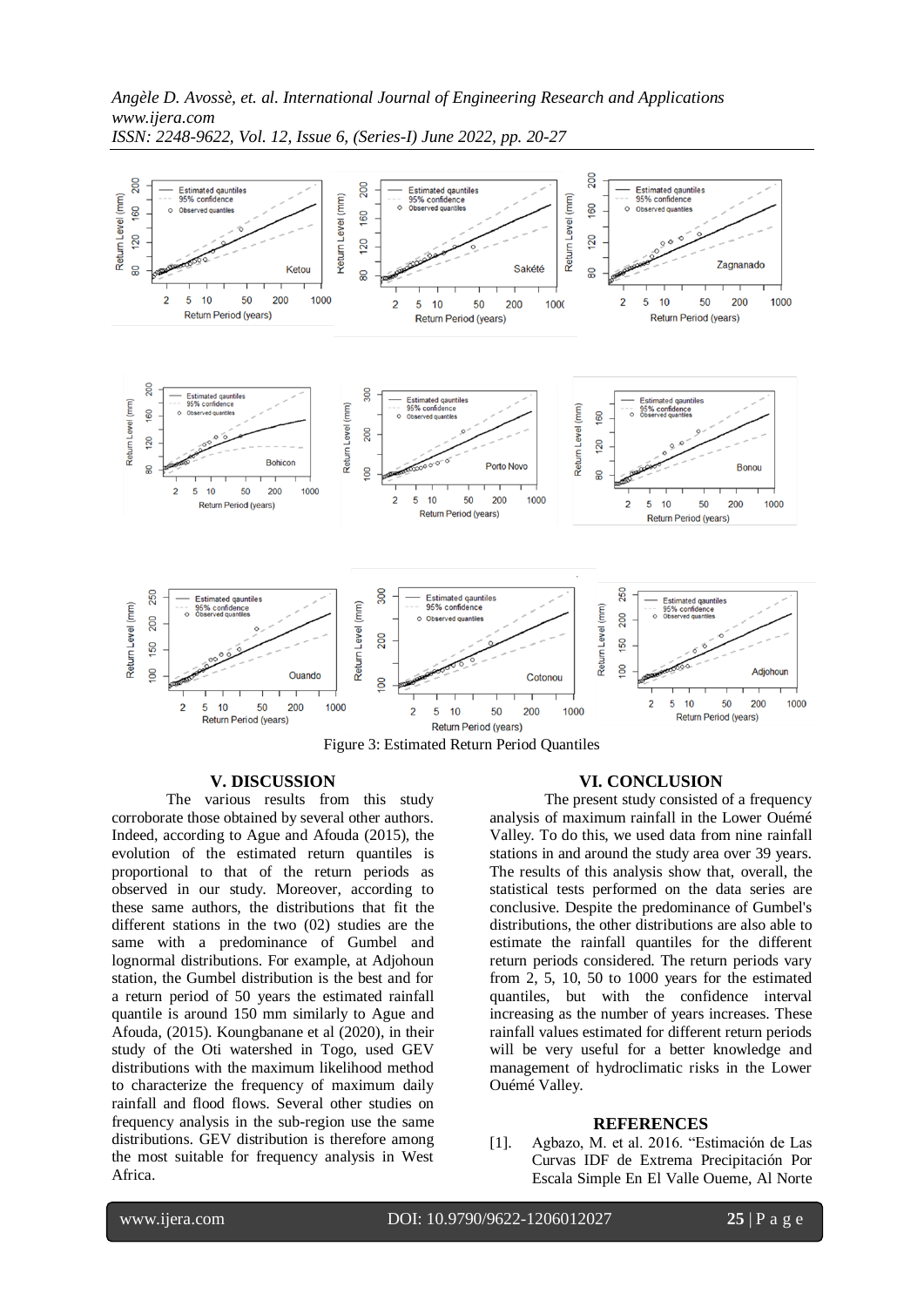Figure 3: Estimated Return Period Quantiles

## V. DISCUSSION

The various results from this study corroborate those obtained by several other authors. Indeed, according to Ague and Afouda (2015), the evolution of the estimated return quantiles is proportional to that of the return periods as observed in our study. Moreover, according to these same authors, the distributions that fit the different stations in the two (02) studies are the same with a predominance of Gumbel and lognormal distributions. For example, at Adjohoun station, the Gumbel distribution is the best and for a return period of 50 years the estimated rainfall quantile is around 150 mm similarly to Ague and Afouda, (2015). Koungbanane et al (2020), in their study of the Oti watershed in Togo, used GEV distributions with the maximum likelihood method to characterize the frequency of maximum daily rainfall and flood flows. Several other studies on frequency analysis in the sub-region use the same distributions. GEV distribution is therefore among the most suitable for frequency analysis in West Africa.

## VI. CONCLUSION

The present study consisted of a frequency analysis of maximum rainfall in the Lower Ouémé Valley. To do this, we used data from nine rainfall stations in and around the study area over 39 years. The results of this analysis show that, overall, the statistical tests performed on the data series are conclusive. Despite the predominance of Gumbel's distributions, the other distributions are also able to estimate the rainfall quantiles for the different return periods considered. The return periods vary from 2, 5, 10, 50 to 1000 years for the estimated quantiles, but with the confidence interval increasing as the number of years increases. These rainfall values estimated for different return periods will be very useful for a better knowledge and management of hydroclimatic risks in the Lower Ouémé Valley.

## REFERENCES

[1]. Agbazo, M. et al. 2016. "Estimación de Las Curvas IDF de Extrema Precipitación Por Escala Simple En El Valle Oueme, Al Norte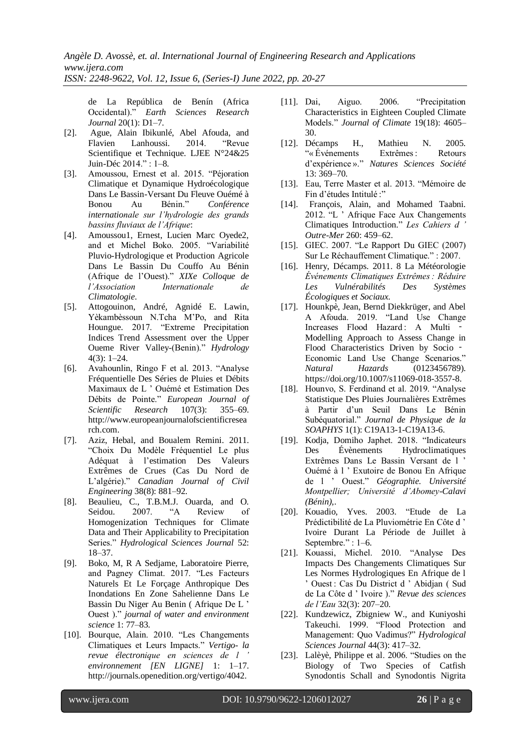de La República de Benín (Africa Occidental)." *Earth Sciences Research Journal* 20(1): D1–7.

[2]. Ague, Alain Ibikunlé, Abel Afouda, and Flavien Lanhoussi. 2014. "Revue Scientifique et Technique. LJEE N°24&25 Juin-Déc 2014." : 1–8.

[3]. Amoussou, Ernest et al. 2015. "Péjoration Climatique et Dynamique Hydroécologique Dans Le Bassin-Versant Du Fleuve Ouémé à Bonou Au Bénin." *Conférence internationale sur l'hydrologie des grands bassins fluviaux de l'Afrique*:

[4]. Amoussou1, Ernest, Lucien Marc Oyede2, and et Michel Boko. 2005. "Variabilité Pluvio-Hydrologique et Production Agricole Dans Le Bassin Du Couffo Au Bénin (Afrique de l'Ouest)." *XIXe Colloque de l'Association Internationale de Climatologie*.

[5]. Attogouinon, André, Agnidé E. Lawin, Yèkambèssoun N.Tcha M'Po, and Rita Houngue. 2017. "Extreme Precipitation Indices Trend Assessment over the Upper Oueme River Valley-(Benin)." *Hydrology* 4(3): 1–24.

[6]. Avahounlin, Ringo F et al. 2013. "Analyse Fréquentielle Des Séries de Pluies et Débits Maximaux de L ' Ouémé et Estimation Des Débits de Pointe." *European Journal of Scientific Research* 107(3): 355–69. http://www.europeanjournalofscientificresearch.com.

[7]. Aziz, Hebal, and Boualem Remini. 2011. "Choix Du Modèle Fréquentiel Le plus Adéquat à l'estimation Des Valeurs Extrêmes de Crues (Cas Du Nord de L'algérie)." *Canadian Journal of Civil Engineering* 38(8): 881–92.

[8]. Beaulieu, C., T.B.M.J. Ouarda, and O. Seidou. 2007. "A Review of Homogenization Techniques for Climate Data and Their Applicability to Precipitation Series." *Hydrological Sciences Journal* 52: 18–37.

[9]. Boko, M, R A Sedjame, Laboratoire Pierre, and Pagney Climat. 2017. "Les Facteurs Naturels Et Le Forçage Anthropique Des Inondations En Zone Sahelienne Dans Le Bassin Du Niger Au Benin ( Afrique De L ' Ouest )." *journal of water and environment science* 1: 77–83.

[10]. Bourque, Alain. 2010. "Les Changements Climatiques et Leurs Impacts." *Vertigo- la revue électronique en sciences de l ' environnement [EN LIGNE]* 1: 1–17. http://journals.openedition.org/vertigo/4042.

[11]. Dai, Aiguo. 2006. "Precipitation Characteristics in Eighteen Coupled Climate Models." *Journal of Climate* 19(18): 4605–30.

[12]. Décamps H., Mathieu N. 2005. "« Événements Extrêmes : Retours d'expérience »." *Natures Sciences Société* 13: 369–70.

[13]. Eau, Terre Master et al. 2013. "Mémoire de Fin d'études Intitulé :"

[14]. François, Alain, and Mohamed Taabni. 2012. "L ' Afrique Face Aux Changements Climatiques Introduction." *Les Cahiers d ' Outre-Mer* 260: 459–62.

[15]. GIEC. 2007. "Le Rapport Du GIEC (2007) Sur Le Réchauffement Climatique." : 2007.

[16]. Henry, Décamps. 2011. 8 La Météorologie *Événements Climatiques Extrêmes : Réduire Les Vulnérabilités Des Systèmes Écologiques et Sociaux.*

[17]. Hounkpè, Jean, Bernd Diekkrüger, and Abel A Afouda. 2019. "Land Use Change Increases Flood Hazard : A Multi ‐ Modelling Approach to Assess Change in Flood Characteristics Driven by Socio ‐ Economic Land Use Change Scenarios." *Natural Hazards* (0123456789). https://doi.org/10.1007/s11069-018-3557-8.

[18]. Hounvo, S. Ferdinand et al. 2019. "Analyse Statistique Des Pluies Journalières Extrêmes à Partir d'un Seuil Dans Le Bénin Subéquatorial." *Journal de Physique de la SOAPHYS* 1(1): C19A13-1-C19A13-6.

[19]. Kodja, Domiho Japhet. 2018. "Indicateurs Des Évènements Hydroclimatiques Extrêmes Dans Le Bassin Versant de l ' Ouémé à l ' Exutoire de Bonou En Afrique de l ' Ouest." *Géographie. Université Montpellier; Université d'Abomey-Calavi (Bénin),*.

[20]. Kouadio, Yves. 2003. "Etude de La Prédictibilité de La Pluviométrie En Côte d ' Ivoire Durant La Période de Juillet à Septembre." : 1–6.

[21]. Kouassi, Michel. 2010. "Analyse Des Impacts Des Changements Climatiques Sur Les Normes Hydrologiques En Afrique de l ' Ouest : Cas Du District d ' Abidjan ( Sud de La Côte d ' Ivoire )." *Revue des sciences de l'Eau* 32(3): 207–20.

[22]. Kundzewicz, Zbigniew W., and Kuniyoshi Takeuchi. 1999. "Flood Protection and Management: Quo Vadimus?" *Hydrological Sciences Journal* 44(3): 417–32.

[23]. Lalèyè, Philippe et al. 2006. "Studies on the Biology of Two Species of Catfish Synodontis Schall and Synodontis Nigrita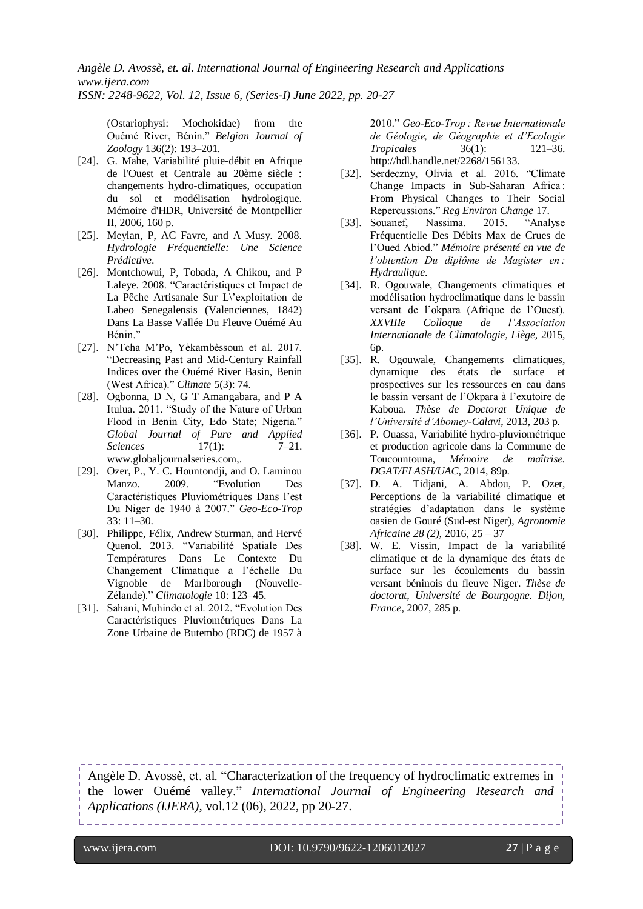(Ostariophysi: Mochokidae) from the Ouémé River, Bénin." *Belgian Journal of Zoology* 136(2): 193–201.

[24]. G. Mahe, Variabilité pluie-débit en Afrique de l'Ouest et Centrale au 20ème siècle : changements hydro-climatiques, occupation du sol et modélisation hydrologique. Mémoire d'HDR, Université de Montpellier II, 2006, 160 p.

[25]. Meylan, P, AC Favre, and A Musy. 2008. *Hydrologie Fréquentielle: Une Science Prédictive*.

[26]. Montchowui, P, Tobada, A Chikou, and P Laleye. 2008. "Caractéristiques et Impact de La Pêche Artisanale Sur L\'exploitation de Labeo Senegalensis (Valenciennes, 1842) Dans La Basse Vallée Du Fleuve Ouémé Au Bénin."

[27]. N'Tcha M'Po, Yèkambèssoun et al. 2017. "Decreasing Past and Mid-Century Rainfall Indices over the Ouémé River Basin, Benin (West Africa)." *Climate* 5(3): 74.

[28]. Ogbonna, D N, G T Amangabara, and P A Itulua. 2011. "Study of the Nature of Urban Flood in Benin City, Edo State; Nigeria." *Global Journal of Pure and Applied Sciences* 17(1): 7–21. www.globaljournalseries.com,.

[29]. Ozer, P., Y. C. Hountondji, and O. Laminou Manzo. 2009. "Evolution Des Caractéristiques Pluviométriques Dans l'est Du Niger de 1940 à 2007." *Geo-Eco-Trop* 33: 11–30.

[30]. Philippe, Félix, Andrew Sturman, and Hervé Quenol. 2013. "Variabilité Spatiale Des Températures Dans Le Contexte Du Changement Climatique a l'échelle Du Vignoble de Marlborough (Nouvelle-Zélande)." *Climatologie* 10: 123–45.

[31]. Sahani, Muhindo et al. 2012. "Evolution Des Caractéristiques Pluviométriques Dans La Zone Urbaine de Butembo (RDC) de 1957 à 2010." *Geo-Eco-Trop : Revue Internationale de Géologie, de Géographie et d'Ecologie Tropicales* 36(1): 121–36. http://hdl.handle.net/2268/156133.

[32]. Serdeczny, Olivia et al. 2016. "Climate Change Impacts in Sub-Saharan Africa : From Physical Changes to Their Social Repercussions." *Reg Environ Change* 17.

[33]. Souanef, Nassima. 2015. "Analyse Fréquentielle Des Débits Max de Crues de l'Oued Abiod." *Mémoire présenté en vue de l'obtention Du diplôme de Magister en : Hydraulique*.

[34]. R. Ogouwale, Changements climatiques et modélisation hydroclimatique dans le bassin versant de l'okpara (Afrique de l'Ouest). *XXVIIIe Colloque de l'Association Internationale de Climatologie, Liège*, 2015, 6p.

[35]. R. Ogouwale, Changements climatiques, dynamique des états de surface et prospectives sur les ressources en eau dans le bassin versant de l'Okpara à l'exutoire de Kaboua. *Thèse de Doctorat Unique de l'Université d'Abomey-Calavi*, 2013, 203 p.

[36]. P. Ouassa, Variabilité hydro-pluviométrique et production agricole dans la Commune de Toucountouna, *Mémoire de maîtrise. DGAT/FLASH/UAC*, 2014, 89p.

[37]. D. A. Tidjani, A. Abdou, P. Ozer, Perceptions de la variabilité climatique et stratégies d'adaptation dans le système oasien de Gouré (Sud-est Niger), *Agronomie Africaine 28 (2)*, 2016, 25 – 37

[38]. W. E. Vissin, Impact de la variabilité climatique et de la dynamique des états de surface sur les écoulements du bassin versant béninois du fleuve Niger. *Thèse de doctorat, Université de Bourgogne. Dijon, France*, 2007, 285 p.

Angèle D. Avossè, et. al. "Characterization of the frequency of hydroclimatic extremes in the lower Ouémé valley." *International Journal of Engineering Research and Applications (IJERA)*, vol.12 (06), 2022, pp 20-27.